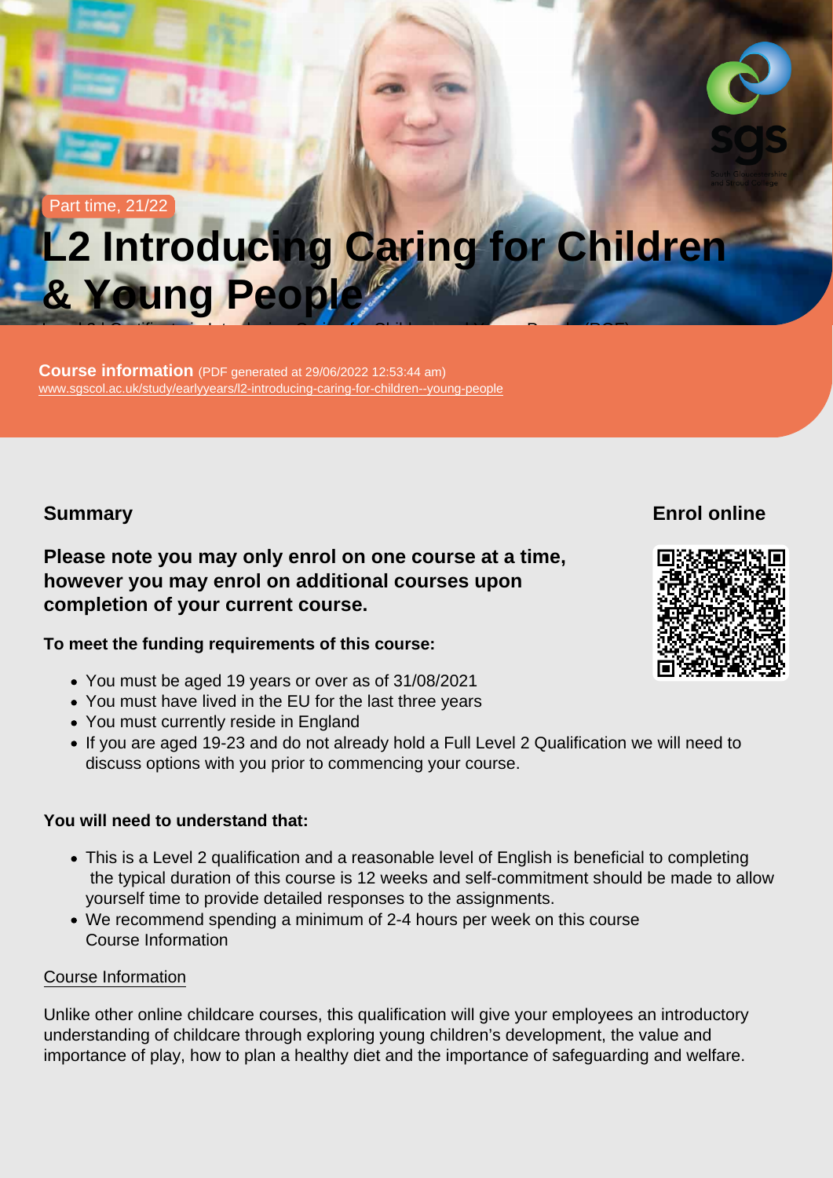Part time, 21/22

# L2 Introducing Caring for Children & Young People

Level 2 Certificate in Introducing Caring for Children and Young People (RQF)

**Course information** (PDF generated at 29/06/2022 12:53:44 am)
www.sgscol.ac.uk/study/earlyyears/l2-introducing-caring-for-children--young-people

## Summary

### Enrol online

**Please note you may only enrol on one course at a time, however you may enrol on additional courses upon completion of your current course.**

**To meet the funding requirements of this course:**

- You must be aged 19 years or over as of 31/08/2021
- You must have lived in the EU for the last three years
- You must currently reside in England
- If you are aged 19-23 and do not already hold a Full Level 2 Qualification we will need to discuss options with you prior to commencing your course.

**You will need to understand that:**

- This is a Level 2 qualification and a reasonable level of English is beneficial to completing the typical duration of this course is 12 weeks and self-commitment should be made to allow yourself time to provide detailed responses to the assignments.
- We recommend spending a minimum of 2-4 hours per week on this course
  Course Information

Course Information

Unlike other online childcare courses, this qualification will give your employees an introductory understanding of childcare through exploring young children's development, the value and importance of play, how to plan a healthy diet and the importance of safeguarding and welfare.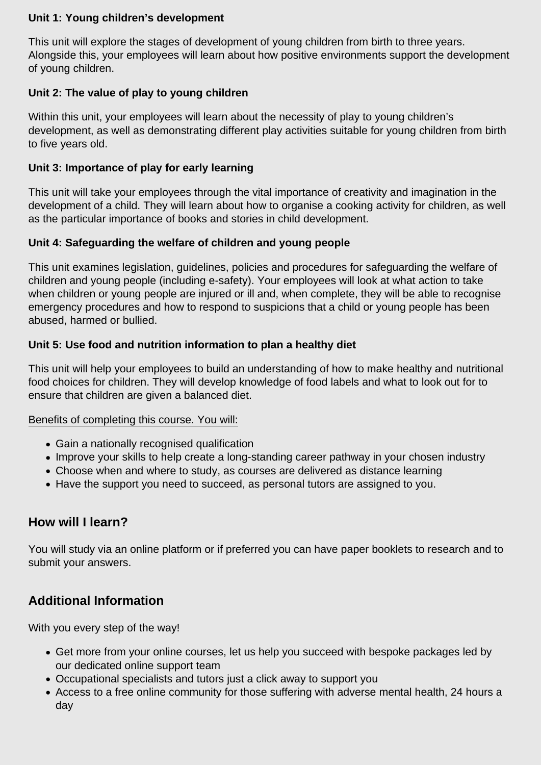**Unit 1: Young children's development**

This unit will explore the stages of development of young children from birth to three years. Alongside this, your employees will learn about how positive environments support the development of young children.

**Unit 2: The value of play to young children**

Within this unit, your employees will learn about the necessity of play to young children's development, as well as demonstrating different play activities suitable for young children from birth to five years old.

**Unit 3: Importance of play for early learning**

This unit will take your employees through the vital importance of creativity and imagination in the development of a child. They will learn about how to organise a cooking activity for children, as well as the particular importance of books and stories in child development.

**Unit 4: Safeguarding the welfare of children and young people**

This unit examines legislation, guidelines, policies and procedures for safeguarding the welfare of children and young people (including e-safety). Your employees will look at what action to take when children or young people are injured or ill and, when complete, they will be able to recognise emergency procedures and how to respond to suspicions that a child or young people has been abused, harmed or bullied.

**Unit 5: Use food and nutrition information to plan a healthy diet**

This unit will help your employees to build an understanding of how to make healthy and nutritional food choices for children. They will develop knowledge of food labels and what to look out for to ensure that children are given a balanced diet.

Benefits of completing this course. You will:

- Gain a nationally recognised qualification
- Improve your skills to help create a long-standing career pathway in your chosen industry
- Choose when and where to study, as courses are delivered as distance learning
- Have the support you need to succeed, as personal tutors are assigned to you.

## How will I learn?

You will study via an online platform or if preferred you can have paper booklets to research and to submit your answers.

## Additional Information

With you every step of the way!

- Get more from your online courses, let us help you succeed with bespoke packages led by our dedicated online support team
- Occupational specialists and tutors just a click away to support you
- Access to a free online community for those suffering with adverse mental health, 24 hours a day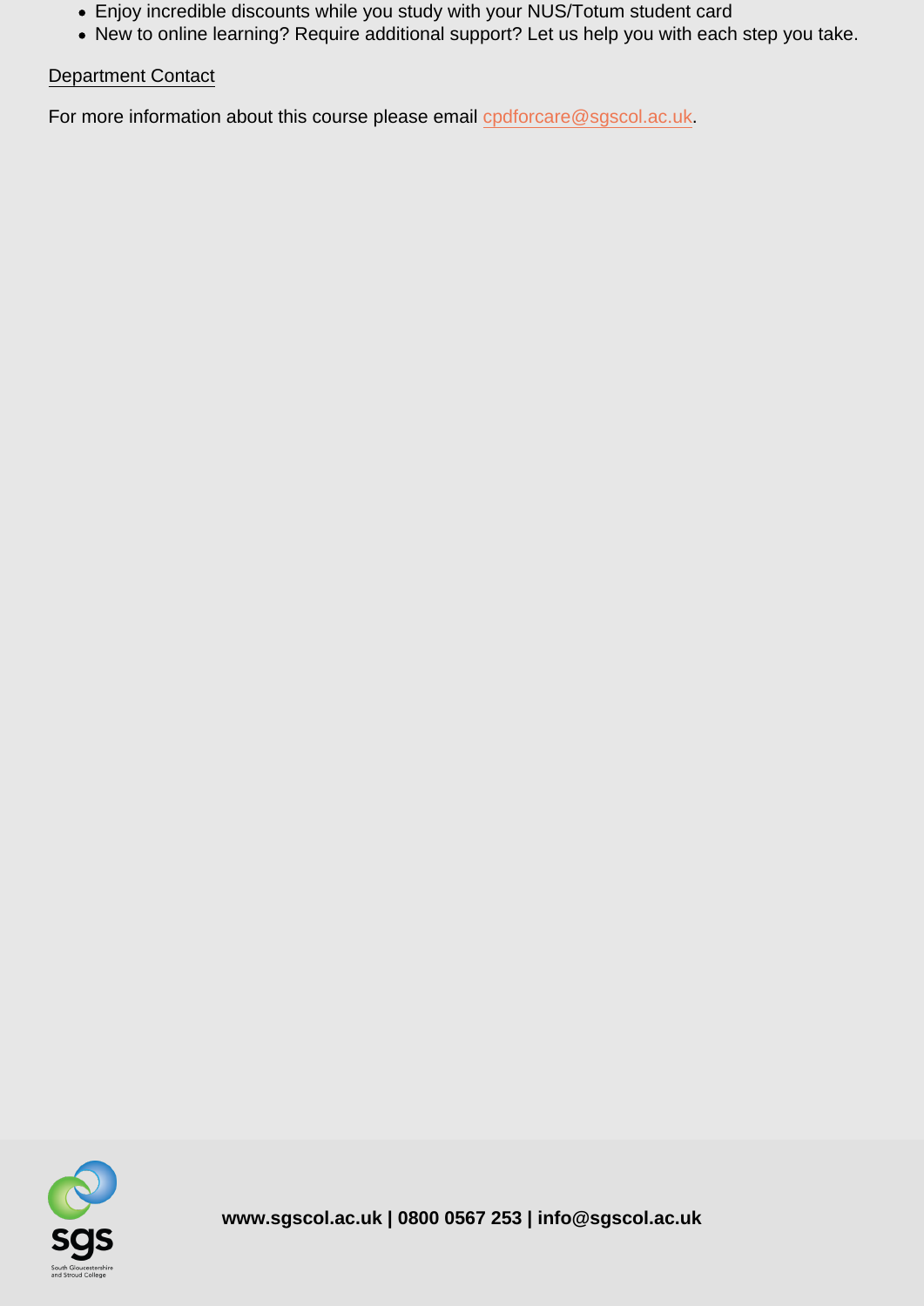- Enjoy incredible discounts while you study with your NUS/Totum student card
- New to online learning? Require additional support? Let us help you with each step you take.

Department Contact

For more information about this course please email cpdforcare@sgscol.ac.uk.